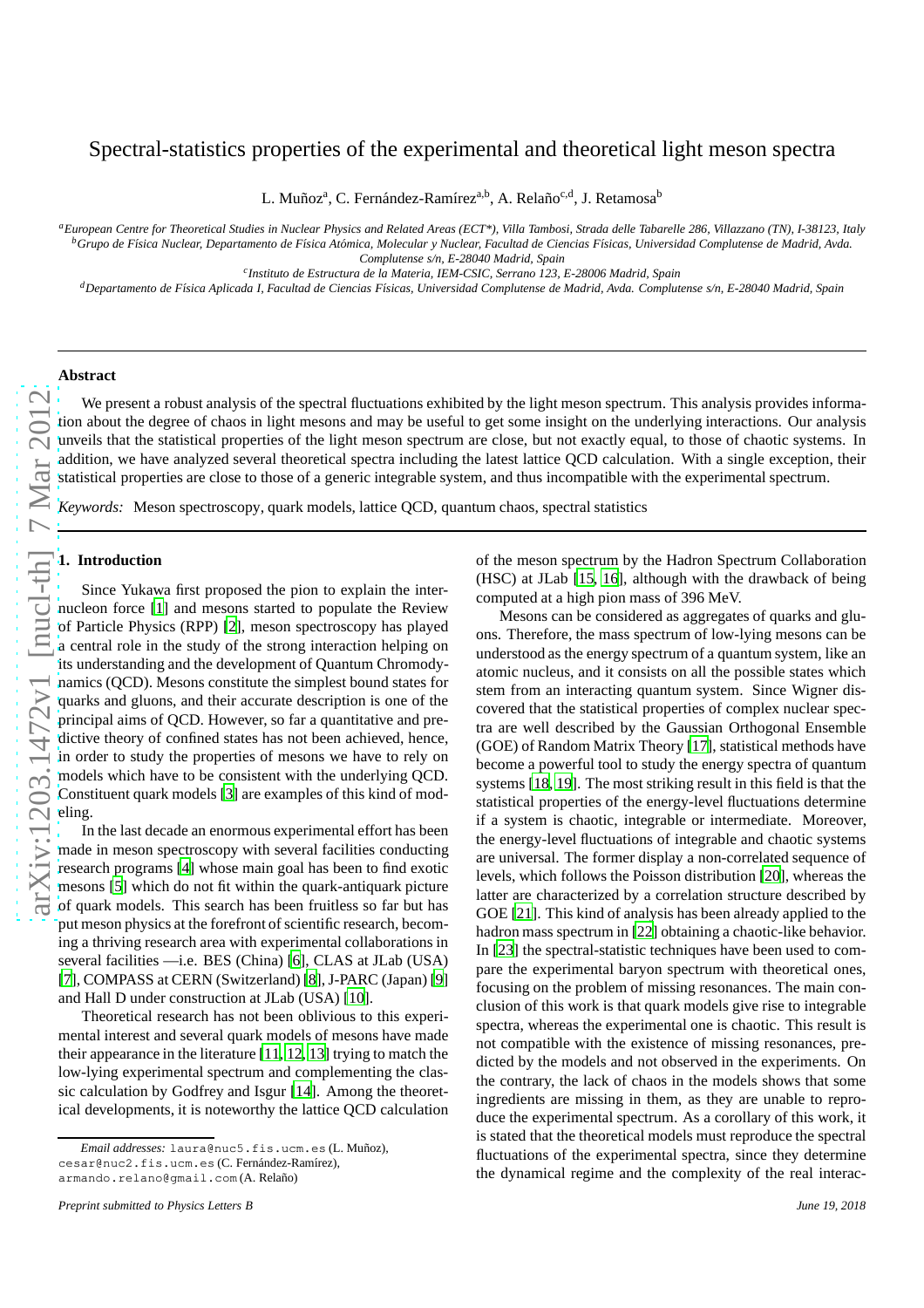# Spectral-statistics properties of the experimental and theoretical light meson spectra

L. Muñoz[a], C. Fernández-Ramírez[a,b], A. Relaño[c,d], J. Retamosa[b]

[a] *European Centre for Theoretical Studies in Nuclear Physics and Related Areas (ECT\*), Villa Tambosi, Strada delle Tabarelle 286, Villazzano (TN), I-38123, Italy*
[b] *Grupo de Física Nuclear, Departamento de Física Atómica, Molecular y Nuclear, Facultad de Ciencias Físicas, Universidad Complutense de Madrid, Avda. Complutense s/n, E-28040 Madrid, Spain*
[c] *Instituto de Estructura de la Materia, IEM-CSIC, Serrano 123, E-28006 Madrid, Spain*
[d] *Departamento de Física Aplicada I, Facultad de Ciencias Físicas, Universidad Complutense de Madrid, Avda. Complutense s/n, E-28040 Madrid, Spain*

---

**Abstract**

We present a robust analysis of the spectral fluctuations exhibited by the light meson spectrum. This analysis provides information about the degree of chaos in light mesons and may be useful to get some insight on the underlying interactions. Our analysis unveils that the statistical properties of the light meson spectrum are close, but not exactly equal, to those of chaotic systems. In addition, we have analyzed several theoretical spectra including the latest lattice QCD calculation. With a single exception, their statistical properties are close to those of a generic integrable system, and thus incompatible with the experimental spectrum.

*Keywords:* Meson spectroscopy, quark models, lattice QCD, quantum chaos, spectral statistics

---

## 1. Introduction

Since Yukawa first proposed the pion to explain the internucleon force [1] and mesons started to populate the Review of Particle Physics (RPP) [2], meson spectroscopy has played a central role in the study of the strong interaction helping on its understanding and the development of Quantum Chromodynamics (QCD). Mesons constitute the simplest bound states for quarks and gluons, and their accurate description is one of the principal aims of QCD. However, so far a quantitative and predictive theory of confined states has not been achieved, hence, in order to study the properties of mesons we have to rely on models which have to be consistent with the underlying QCD. Constituent quark models [3] are examples of this kind of modeling.

In the last decade an enormous experimental effort has been made in meson spectroscopy with several facilities conducting research programs [4] whose main goal has been to find exotic mesons [5] which do not fit within the quark-antiquark picture of quark models. This search has been fruitless so far but has put meson physics at the forefront of scientific research, becoming a thriving research area with experimental collaborations in several facilities —i.e. BES (China) [6], CLAS at JLab (USA) [7], COMPASS at CERN (Switzerland) [8], J-PARC (Japan) [9] and Hall D under construction at JLab (USA) [10].

Theoretical research has not been oblivious to this experimental interest and several quark models of mesons have made their appearance in the literature [11, 12, 13] trying to match the low-lying experimental spectrum and complementing the classic calculation by Godfrey and Isgur [14]. Among the theoretical developments, it is noteworthy the lattice QCD calculation of the meson spectrum by the Hadron Spectrum Collaboration (HSC) at JLab [15, 16], although with the drawback of being computed at a high pion mass of 396 MeV.

Mesons can be considered as aggregates of quarks and gluons. Therefore, the mass spectrum of low-lying mesons can be understood as the energy spectrum of a quantum system, like an atomic nucleus, and it consists on all the possible states which stem from an interacting quantum system. Since Wigner discovered that the statistical properties of complex nuclear spectra are well described by the Gaussian Orthogonal Ensemble (GOE) of Random Matrix Theory [17], statistical methods have become a powerful tool to study the energy spectra of quantum systems [18, 19]. The most striking result in this field is that the statistical properties of the energy-level fluctuations determine if a system is chaotic, integrable or intermediate. Moreover, the energy-level fluctuations of integrable and chaotic systems are universal. The former display a non-correlated sequence of levels, which follows the Poisson distribution [20], whereas the latter are characterized by a correlation structure described by GOE [21]. This kind of analysis has been already applied to the hadron mass spectrum in [22] obtaining a chaotic-like behavior. In [23] the spectral-statistic techniques have been used to compare the experimental baryon spectrum with theoretical ones, focusing on the problem of missing resonances. The main conclusion of this work is that quark models give rise to integrable spectra, whereas the experimental one is chaotic. This result is not compatible with the existence of missing resonances, predicted by the models and not observed in the experiments. On the contrary, the lack of chaos in the models shows that some ingredients are missing in them, as they are unable to reproduce the experimental spectrum. As a corollary of this work, it is stated that the theoretical models must reproduce the spectral fluctuations of the experimental spectra, since they determine the dynamical regime and the complexity of the real interac-

---

*Email addresses:* laura@nuc5.fis.ucm.es (L. Muñoz), cesar@nuc2.fis.ucm.es (C. Fernández-Ramírez), armando.relano@gmail.com (A. Relaño)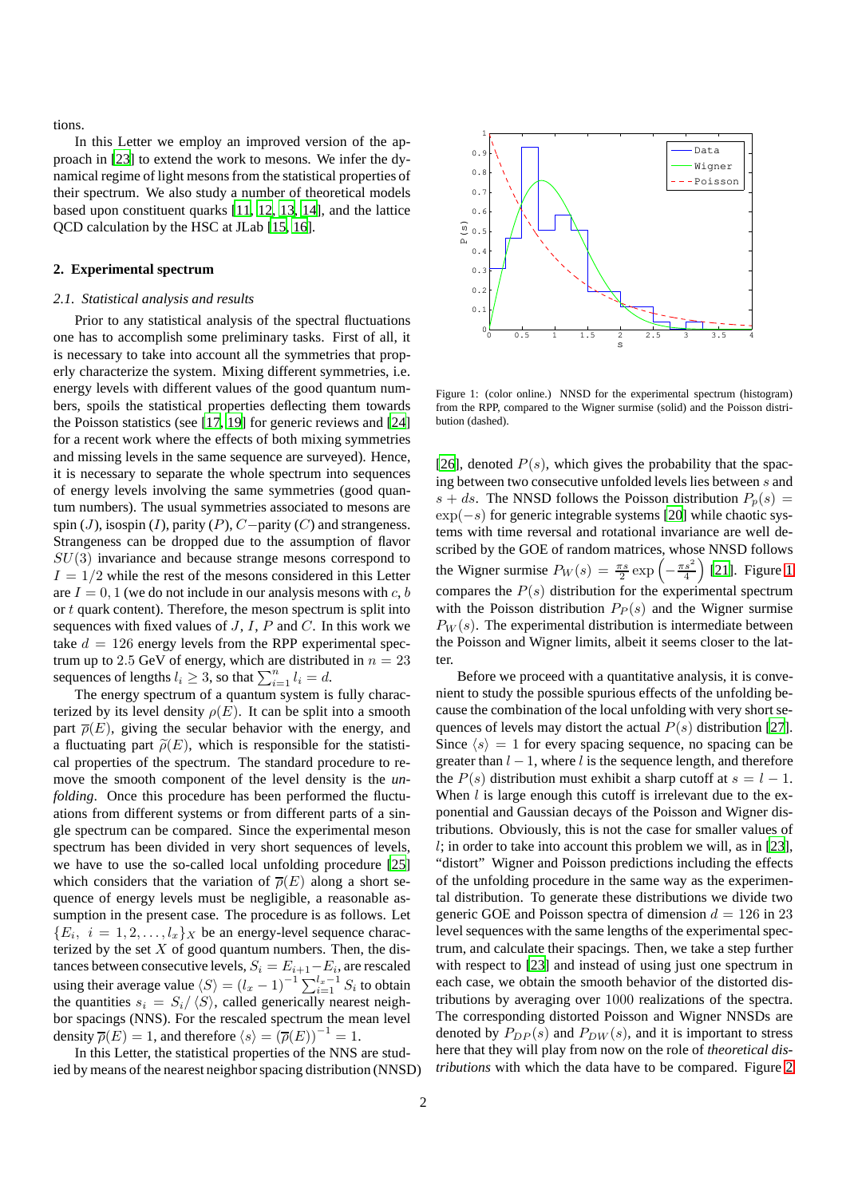tions.

In this Letter we employ an improved version of the approach in [23] to extend the work to mesons. We infer the dynamical regime of light mesons from the statistical properties of their spectrum. We also study a number of theoretical models based upon constituent quarks [11, 12, 13, 14], and the lattice QCD calculation by the HSC at JLab [15, 16].

## 2. Experimental spectrum

### *2.1. Statistical analysis and results*

Prior to any statistical analysis of the spectral fluctuations one has to accomplish some preliminary tasks. First of all, it is necessary to take into account all the symmetries that properly characterize the system. Mixing different symmetries, i.e. energy levels with different values of the good quantum numbers, spoils the statistical properties deflecting them towards the Poisson statistics (see [17, 19] for generic reviews and [24] for a recent work where the effects of both mixing symmetries and missing levels in the same sequence are surveyed). Hence, it is necessary to separate the whole spectrum into sequences of energy levels involving the same symmetries (good quantum numbers). The usual symmetries associated to mesons are spin ($J$), isospin ($I$), parity ($P$), $C-$parity ($C$) and strangeness. Strangeness can be dropped due to the assumption of flavor $SU(3)$ invariance and because strange mesons correspond to $I = 1/2$ while the rest of the mesons considered in this Letter are $I = 0, 1$ (we do not include in our analysis mesons with $c$, $b$ or $t$ quark content). Therefore, the meson spectrum is split into sequences with fixed values of $J$, $I$, $P$ and $C$. In this work we take $d = 126$ energy levels from the RPP experimental spectrum up to 2.5 GeV of energy, which are distributed in $n = 23$ sequences of lengths $l_i \geq 3$, so that $\sum_{i=1}^{n} l_i = d$.

The energy spectrum of a quantum system is fully characterized by its level density $\rho(E)$. It can be split into a smooth part $\overline{\rho}(E)$, giving the secular behavior with the energy, and a fluctuating part $\widetilde{\rho}(E)$, which is responsible for the statistical properties of the spectrum. The standard procedure to remove the smooth component of the level density is the *unfolding*. Once this procedure has been performed the fluctuations from different systems or from different parts of a single spectrum can be compared. Since the experimental meson spectrum has been divided in very short sequences of levels, we have to use the so-called local unfolding procedure [25] which considers that the variation of $\overline{\rho}(E)$ along a short sequence of energy levels must be negligible, a reasonable assumption in the present case. The procedure is as follows. Let $\{E_i,\ i = 1, 2, \ldots, l_x\}_X$ be an energy-level sequence characterized by the set $X$ of good quantum numbers. Then, the distances between consecutive levels, $S_i = E_{i+1} - E_i$, are rescaled using their average value $\langle S \rangle = (l_x - 1)^{-1} \sum_{i=1}^{l_x - 1} S_i$ to obtain the quantities $s_i = S_i / \langle S \rangle$, called generically nearest neighbor spacings (NNS). For the rescaled spectrum the mean level density $\overline{\rho}(E) = 1$, and therefore $\langle s \rangle = (\overline{\rho}(E))^{-1} = 1$.

In this Letter, the statistical properties of the NNS are studied by means of the nearest neighbor spacing distribution (NNSD) [26], denoted $P(s)$, which gives the probability that the spacing between two consecutive unfolded levels lies between $s$ and $s + ds$. The NNSD follows the Poisson distribution $P_p(s) = \exp(-s)$ for generic integrable systems [20] while chaotic systems with time reversal and rotational invariance are well described by the GOE of random matrices, whose NNSD follows the Wigner surmise $P_W(s) = \frac{\pi s}{2} \exp\left(-\frac{\pi s^2}{4}\right)$ [21]. Figure 1 compares the $P(s)$ distribution for the experimental spectrum with the Poisson distribution $P_P(s)$ and the Wigner surmise $P_W(s)$. The experimental distribution is intermediate between the Poisson and Wigner limits, albeit it seems closer to the latter.

Figure 1: (color online.) NNSD for the experimental spectrum (histogram) from the RPP, compared to the Wigner surmise (solid) and the Poisson distribution (dashed).

Before we proceed with a quantitative analysis, it is convenient to study the possible spurious effects of the unfolding because the combination of the local unfolding with very short sequences of levels may distort the actual $P(s)$ distribution [27]. Since $\langle s \rangle = 1$ for every spacing sequence, no spacing can be greater than $l - 1$, where $l$ is the sequence length, and therefore the $P(s)$ distribution must exhibit a sharp cutoff at $s = l - 1$. When $l$ is large enough this cutoff is irrelevant due to the exponential and Gaussian decays of the Poisson and Wigner distributions. Obviously, this is not the case for smaller values of $l$; in order to take into account this problem we will, as in [23], "distort" Wigner and Poisson predictions including the effects of the unfolding procedure in the same way as the experimental distribution. To generate these distributions we divide two generic GOE and Poisson spectra of dimension $d = 126$ in 23 level sequences with the same lengths of the experimental spectrum, and calculate their spacings. Then, we take a step further with respect to [23] and instead of using just one spectrum in each case, we obtain the smooth behavior of the distorted distributions by averaging over 1000 realizations of the spectra. The corresponding distorted Poisson and Wigner NNSDs are denoted by $P_{DP}(s)$ and $P_{DW}(s)$, and it is important to stress here that they will play from now on the role of *theoretical distributions* with which the data have to be compared. Figure 2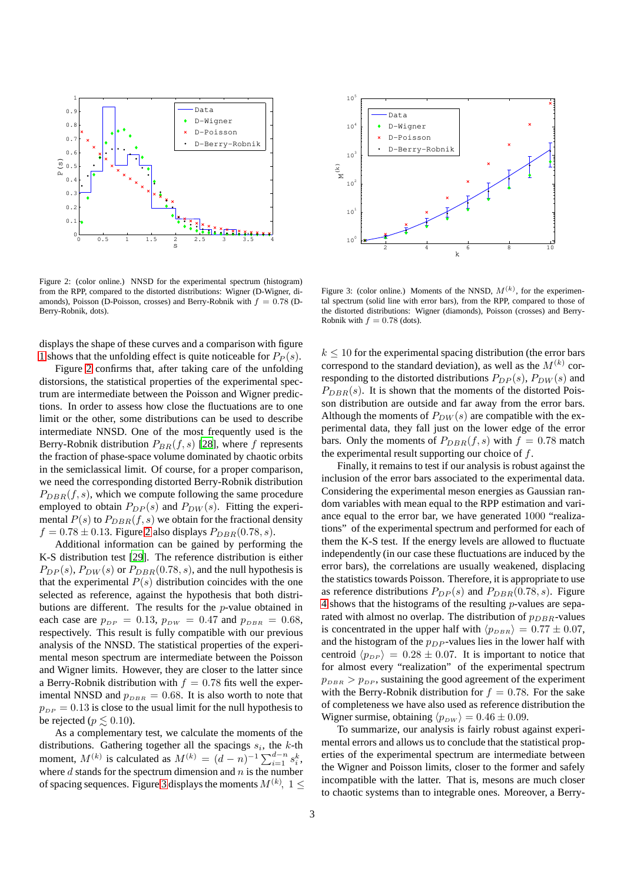Figure 2: (color online.) NNSD for the experimental spectrum (histogram) from the RPP, compared to the distorted distributions: Wigner (D-Wigner, diamonds), Poisson (D-Poisson, crosses) and Berry-Robnik with $f = 0.78$ (D-Berry-Robnik, dots).

Figure 3: (color online.) Moments of the NNSD, $M^{(k)}$, for the experimental spectrum (solid line with error bars), from the RPP, compared to those of the distorted distributions: Wigner (diamonds), Poisson (crosses) and Berry-Robnik with $f = 0.78$ (dots).

displays the shape of these curves and a comparison with figure 1 shows that the unfolding effect is quite noticeable for $P_P(s)$.

Figure 2 confirms that, after taking care of the unfolding distorsions, the statistical properties of the experimental spectrum are intermediate between the Poisson and Wigner predictions. In order to assess how close the fluctuations are to one limit or the other, some distributions can be used to describe intermediate NNSD. One of the most frequently used is the Berry-Robnik distribution $P_{BR}(f, s)$ [28], where $f$ represents the fraction of phase-space volume dominated by chaotic orbits in the semiclassical limit. Of course, for a proper comparison, we need the corresponding distorted Berry-Robnik distribution $P_{DBR}(f, s)$, which we compute following the same procedure employed to obtain $P_{DP}(s)$ and $P_{DW}(s)$. Fitting the experimental $P(s)$ to $P_{DBR}(f, s)$ we obtain for the fractional density $f = 0.78 \pm 0.13$. Figure 2 also displays $P_{DBR}(0.78, s)$.

Additional information can be gained by performing the K-S distribution test [29]. The reference distribution is either $P_{DP}(s)$, $P_{DW}(s)$ or $P_{DBR}(0.78, s)$, and the null hypothesis is that the experimental $P(s)$ distribution coincides with the one selected as reference, against the hypothesis that both distributions are different. The results for the $p$-value obtained in each case are $p_{DP} = 0.13$, $p_{DW} = 0.47$ and $p_{DBR} = 0.68$, respectively. This result is fully compatible with our previous analysis of the NNSD. The statistical properties of the experimental meson spectrum are intermediate between the Poisson and Wigner limits. However, they are closer to the latter since a Berry-Robnik distribution with $f = 0.78$ fits well the experimental NNSD and $p_{DBR} = 0.68$. It is also worth to notice that $p_{DP} = 0.13$ is close to the usual limit for the null hypothesis to be rejected ($p \lesssim 0.10$).

As a complementary test, we calculate the moments of the distributions. Gathering together all the spacings $s_i$, the $k$-th moment, $M^{(k)}$ is calculated as $M^{(k)} = (d - n)^{-1} \sum_{i=1}^{d-n} s_i^k$, where $d$ stands for the spectrum dimension and $n$ is the number of spacing sequences. Figure 3 displays the moments $M^{(k)}$, $1 \leq k \leq 10$ for the experimental spacing distribution (the error bars correspond to the standard deviation), as well as the $M^{(k)}$ corresponding to the distorted distributions $P_{DP}(s)$, $P_{DW}(s)$ and $P_{DBR}(s)$. It is shown that the moments of the distorted Poisson distribution are outside and far away from the error bars. Although the moments of $P_{DW}(s)$ are compatible with the experimental data, they fall just on the lower edge of the error bars. Only the moments of $P_{DBR}(f, s)$ with $f = 0.78$ match the experimental result supporting our choice of $f$.

Finally, it remains to test if our analysis is robust against the inclusion of the error bars associated to the experimental data. Considering the experimental meson energies as Gaussian random variables with mean equal to the RPP estimation and variance equal to the error bar, we have generated 1000 "realizations" of the experimental spectrum and performed for each of them the K-S test. If the energy levels are allowed to fluctuate independently (in our case these fluctuations are induced by the error bars), the correlations are usually weakened, displacing the statistics towards Poisson. Therefore, it is appropriate to use as reference distributions $P_{DP}(s)$ and $P_{DBR}(0.78, s)$. Figure 4 shows that the histograms of the resulting $p$-values are separated with almost no overlap. Half of the distribution of $p_{DBR}$-values is concentrated in the upper half with $\langle p_{DBR} \rangle = 0.77 \pm 0.07$, and the histogram of the $p_{DP}$-values lies in the lower half with centroid $\langle p_{DP} \rangle = 0.28 \pm 0.07$. It is important to notice that for almost every "realization" of the experimental spectrum $p_{DBR} > p_{DP}$, sustaining the good agreement of the experiment with the Berry-Robnik distribution for $f = 0.78$. For the sake of completeness we have also used as reference distribution the Wigner surmise, obtaining $\langle p_{DW} \rangle = 0.46 \pm 0.09$.

To summarize, our analysis is fairly robust against experimental errors and allows us to conclude that the statistical properties of the experimental spectrum are intermediate between the Wigner and Poisson limits, closer to the former and safely incompatible with the latter. That is, mesons are much closer to chaotic systems than to integrable ones. Moreover, a Berry-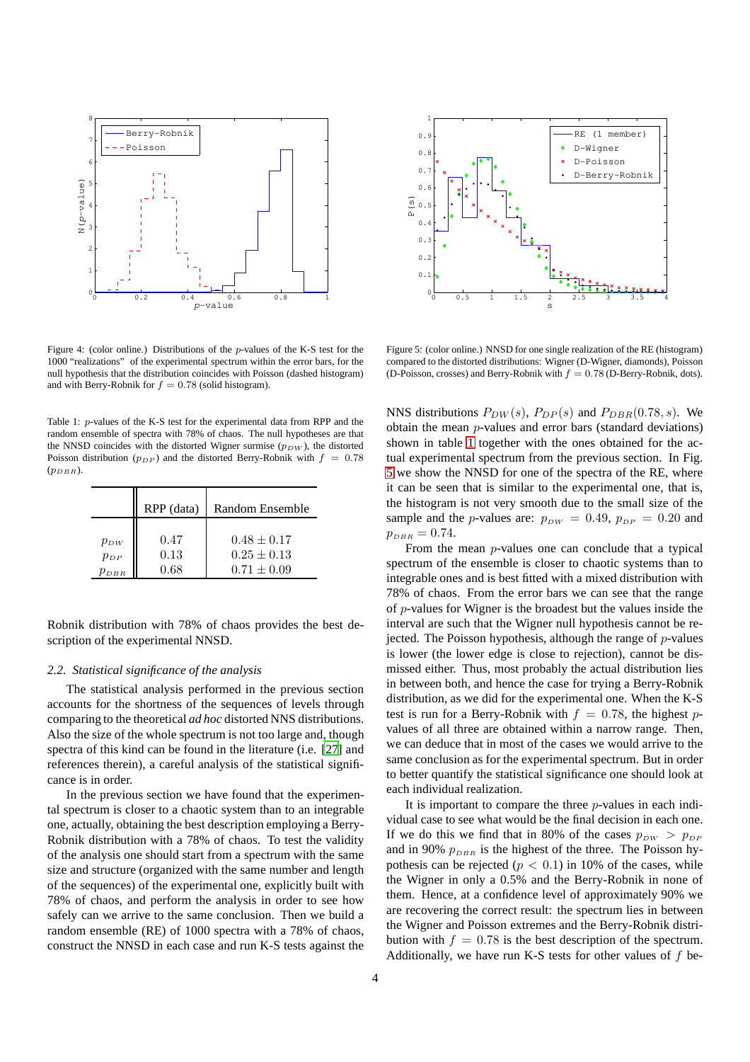Figure 4: (color online.) Distributions of the $p$-values of the K-S test for the 1000 "realizations" of the experimental spectrum within the error bars, for the null hypothesis that the distribution coincides with Poisson (dashed histogram) and with Berry-Robnik for $f = 0.78$ (solid histogram).

Figure 5: (color online.) NNSD for one single realization of the RE (histogram) compared to the distorted distributions: Wigner (D-Wigner, diamonds), Poisson (D-Poisson, crosses) and Berry-Robnik with $f = 0.78$ (D-Berry-Robnik, dots).

Table 1: $p$-values of the K-S test for the experimental data from RPP and the random ensemble of spectra with 78% of chaos. The null hypotheses are that the NNSD coincides with the distorted Wigner surmise ($p_{DW}$), the distorted Poisson distribution ($p_{DP}$) and the distorted Berry-Robnik with $f = 0.78$ ($p_{DBR}$).

| | RPP (data) | Random Ensemble |
|---|---|---|
| $p_{DW}$ | 0.47 | $0.48 \pm 0.17$ |
| $p_{DP}$ | 0.13 | $0.25 \pm 0.13$ |
| $p_{DBR}$ | 0.68 | $0.71 \pm 0.09$ |

Robnik distribution with 78% of chaos provides the best description of the experimental NNSD.

### 2.2. *Statistical significance of the analysis*

The statistical analysis performed in the previous section accounts for the shortness of the sequences of levels through comparing to the theoretical *ad hoc* distorted NNS distributions. Also the size of the whole spectrum is not too large and, though spectra of this kind can be found in the literature (i.e. [27] and references therein), a careful analysis of the statistical significance is in order.

In the previous section we have found that the experimental spectrum is closer to a chaotic system than to an integrable one, actually, obtaining the best description employing a Berry-Robnik distribution with a 78% of chaos. To test the validity of the analysis one should start from a spectrum with the same size and structure (organized with the same number and length of the sequences) of the experimental one, explicitly built with 78% of chaos, and perform the analysis in order to see how safely can we arrive to the same conclusion. Then we build a random ensemble (RE) of 1000 spectra with a 78% of chaos, construct the NNSD in each case and run K-S tests against the NNS distributions $P_{DW}(s)$, $P_{DP}(s)$ and $P_{DBR}(0.78, s)$. We obtain the mean $p$-values and error bars (standard deviations) shown in table 1 together with the ones obtained for the actual experimental spectrum from the previous section. In Fig. 5 we show the NNSD for one of the spectra of the RE, where it can be seen that is similar to the experimental one, that is, the histogram is not very smooth due to the small size of the sample and the $p$-values are: $p_{DW} = 0.49$, $p_{DP} = 0.20$ and $p_{DBR} = 0.74$.

From the mean $p$-values one can conclude that a typical spectrum of the ensemble is closer to chaotic systems than to integrable ones and is best fitted with a mixed distribution with 78% of chaos. From the error bars we can see that the range of $p$-values for Wigner is the broadest but the values inside the interval are such that the Wigner null hypothesis cannot be rejected. The Poisson hypothesis, although the range of $p$-values is lower (the lower edge is close to rejection), cannot be dismissed either. Thus, most probably the actual distribution lies in between both, and hence the case for trying a Berry-Robnik distribution, as we did for the experimental one. When the K-S test is run for a Berry-Robnik with $f = 0.78$, the highest $p$-values of all three are obtained within a narrow range. Then, we can deduce that in most of the cases we would arrive to the same conclusion as for the experimental spectrum. But in order to better quantify the statistical significance one should look at each individual realization.

It is important to compare the three $p$-values in each individual case to see what would be the final decision in each one. If we do this we find that in 80% of the cases $p_{DW} > p_{DP}$ and in 90% $p_{DBR}$ is the highest of the three. The Poisson hypothesis can be rejected ($p < 0.1$) in 10% of the cases, while the Wigner in only a 0.5% and the Berry-Robnik in none of them. Hence, at a confidence level of approximately 90% we are recovering the correct result: the spectrum lies in between the Wigner and Poisson extremes and the Berry-Robnik distribution with $f = 0.78$ is the best description of the spectrum. Additionally, we have run K-S tests for other values of $f$ be-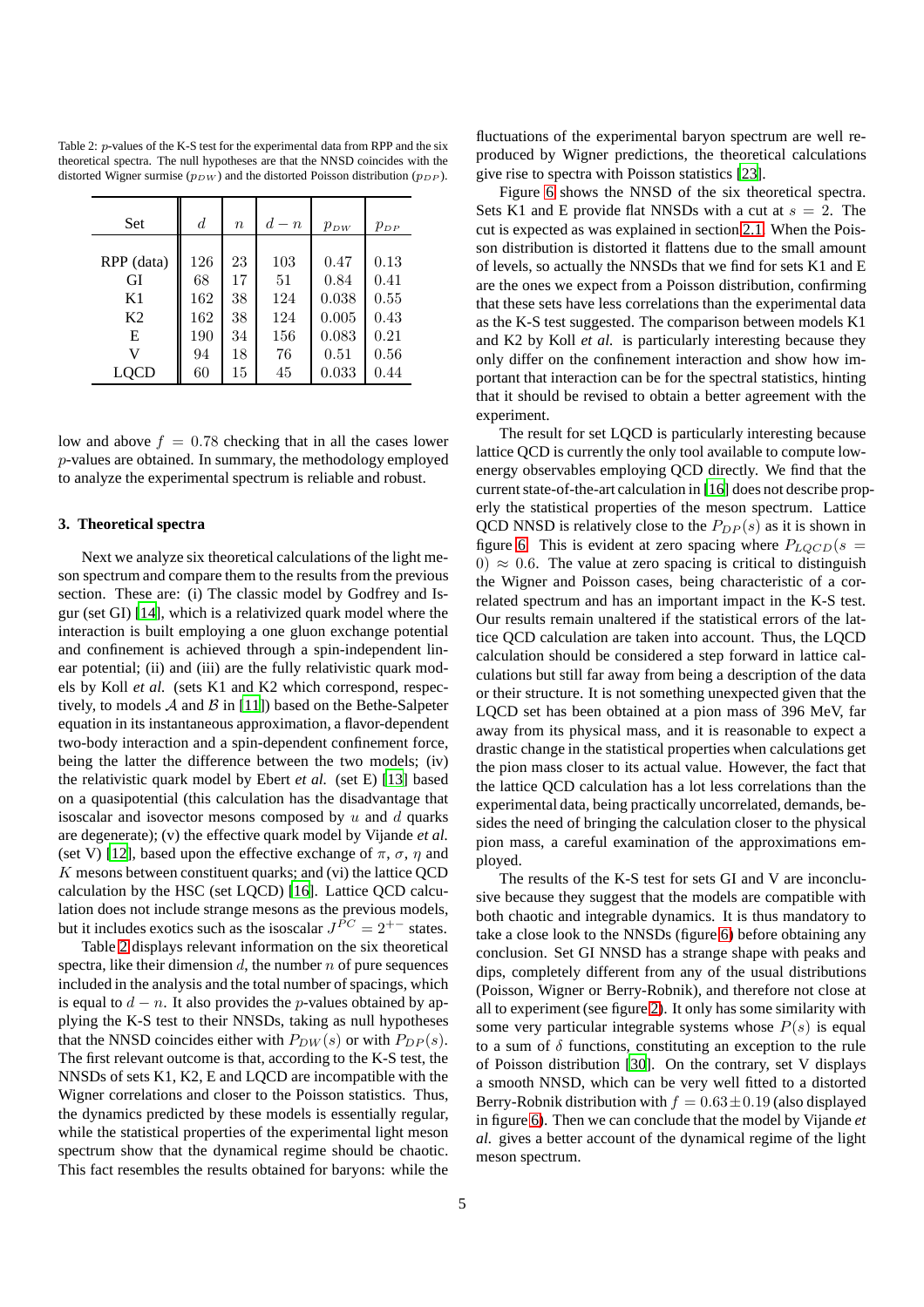Table 2: $p$-values of the K-S test for the experimental data from RPP and the six theoretical spectra. The null hypotheses are that the NNSD coincides with the distorted Wigner surmise ($p_{DW}$) and the distorted Poisson distribution ($p_{DP}$).

| Set | $d$ | $n$ | $d-n$ | $p_{DW}$ | $p_{DP}$ |
|---|---|---|---|---|---|
| RPP (data) | 126 | 23 | 103 | 0.47 | 0.13 |
| GI | 68 | 17 | 51 | 0.84 | 0.41 |
| K1 | 162 | 38 | 124 | 0.038 | 0.55 |
| K2 | 162 | 38 | 124 | 0.005 | 0.43 |
| E | 190 | 34 | 156 | 0.083 | 0.21 |
| V | 94 | 18 | 76 | 0.51 | 0.56 |
| LQCD | 60 | 15 | 45 | 0.033 | 0.44 |

low and above $f = 0.78$ checking that in all the cases lower $p$-values are obtained. In summary, the methodology employed to analyze the experimental spectrum is reliable and robust.

### 3. Theoretical spectra

Next we analyze six theoretical calculations of the light meson spectrum and compare them to the results from the previous section. These are: (i) The classic model by Godfrey and Isgur (set GI) [14], which is a relativized quark model where the interaction is built employing a one gluon exchange potential and confinement is achieved through a spin-independent linear potential; (ii) and (iii) are the fully relativistic quark models by Koll *et al.* (sets K1 and K2 which correspond, respectively, to models $\mathcal{A}$ and $\mathcal{B}$ in [11]) based on the Bethe-Salpeter equation in its instantaneous approximation, a flavor-dependent two-body interaction and a spin-dependent confinement force, being the latter the difference between the two models; (iv) the relativistic quark model by Ebert *et al.* (set E) [13] based on a quasipotential (this calculation has the disadvantage that isoscalar and isovector mesons composed by $u$ and $d$ quarks are degenerate); (v) the effective quark model by Vijande *et al.* (set V) [12], based upon the effective exchange of $\pi$, $\sigma$, $\eta$ and $K$ mesons between constituent quarks; and (vi) the lattice QCD calculation by the HSC (set LQCD) [16]. Lattice QCD calculation does not include strange mesons as the previous models, but it includes exotics such as the isoscalar $J^{PC} = 2^{+-}$ states.

Table 2 displays relevant information on the six theoretical spectra, like their dimension $d$, the number $n$ of pure sequences included in the analysis and the total number of spacings, which is equal to $d - n$. It also provides the $p$-values obtained by applying the K-S test to their NNSDs, taking as null hypotheses that the NNSD coincides either with $P_{DW}(s)$ or with $P_{DP}(s)$. The first relevant outcome is that, according to the K-S test, the NNSDs of sets K1, K2, E and LQCD are incompatible with the Wigner correlations and closer to the Poisson statistics. Thus, the dynamics predicted by these models is essentially regular, while the statistical properties of the experimental light meson spectrum show that the dynamical regime should be chaotic. This fact resembles the results obtained for baryons: while the fluctuations of the experimental baryon spectrum are well reproduced by Wigner predictions, the theoretical calculations give rise to spectra with Poisson statistics [23].

Figure 6 shows the NNSD of the six theoretical spectra. Sets K1 and E provide flat NNSDs with a cut at $s = 2$. The cut is expected as was explained in section 2.1. When the Poisson distribution is distorted it flattens due to the small amount of levels, so actually the NNSDs that we find for sets K1 and E are the ones we expect from a Poisson distribution, confirming that these sets have less correlations than the experimental data as the K-S test suggested. The comparison between models K1 and K2 by Koll *et al.* is particularly interesting because they only differ on the confinement interaction and show how important that interaction can be for the spectral statistics, hinting that it should be revised to obtain a better agreement with the experiment.

The result for set LQCD is particularly interesting because lattice QCD is currently the only tool available to compute low-energy observables employing QCD directly. We find that the current state-of-the-art calculation in [16] does not describe properly the statistical properties of the meson spectrum. Lattice QCD NNSD is relatively close to the $P_{DP}(s)$ as it is shown in figure 6. This is evident at zero spacing where $P_{LQCD}(s = 0) \approx 0.6$. The value at zero spacing is critical to distinguish the Wigner and Poisson cases, being characteristic of a correlated spectrum and has an important impact in the K-S test. Our results remain unaltered if the statistical errors of the lattice QCD calculation are taken into account. Thus, the LQCD calculation should be considered a step forward in lattice calculations but still far away from being a description of the data or their structure. It is not something unexpected given that the LQCD set has been obtained at a pion mass of 396 MeV, far away from its physical mass, and it is reasonable to expect a drastic change in the statistical properties when calculations get the pion mass closer to its actual value. However, the fact that the lattice QCD calculation has a lot less correlations than the experimental data, being practically uncorrelated, demands, besides the need of bringing the calculation closer to the physical pion mass, a careful examination of the approximations employed.

The results of the K-S test for sets GI and V are inconclusive because they suggest that the models are compatible with both chaotic and integrable dynamics. It is thus mandatory to take a close look to the NNSDs (figure 6) before obtaining any conclusion. Set GI NNSD has a strange shape with peaks and dips, completely different from any of the usual distributions (Poisson, Wigner or Berry-Robnik), and therefore not close at all to experiment (see figure 2). It only has some similarity with some very particular integrable systems whose $P(s)$ is equal to a sum of $\delta$ functions, constituting an exception to the rule of Poisson distribution [30]. On the contrary, set V displays a smooth NNSD, which can be very well fitted to a distorted Berry-Robnik distribution with $f = 0.63 \pm 0.19$ (also displayed in figure 6). Then we can conclude that the model by Vijande *et al.* gives a better account of the dynamical regime of the light meson spectrum.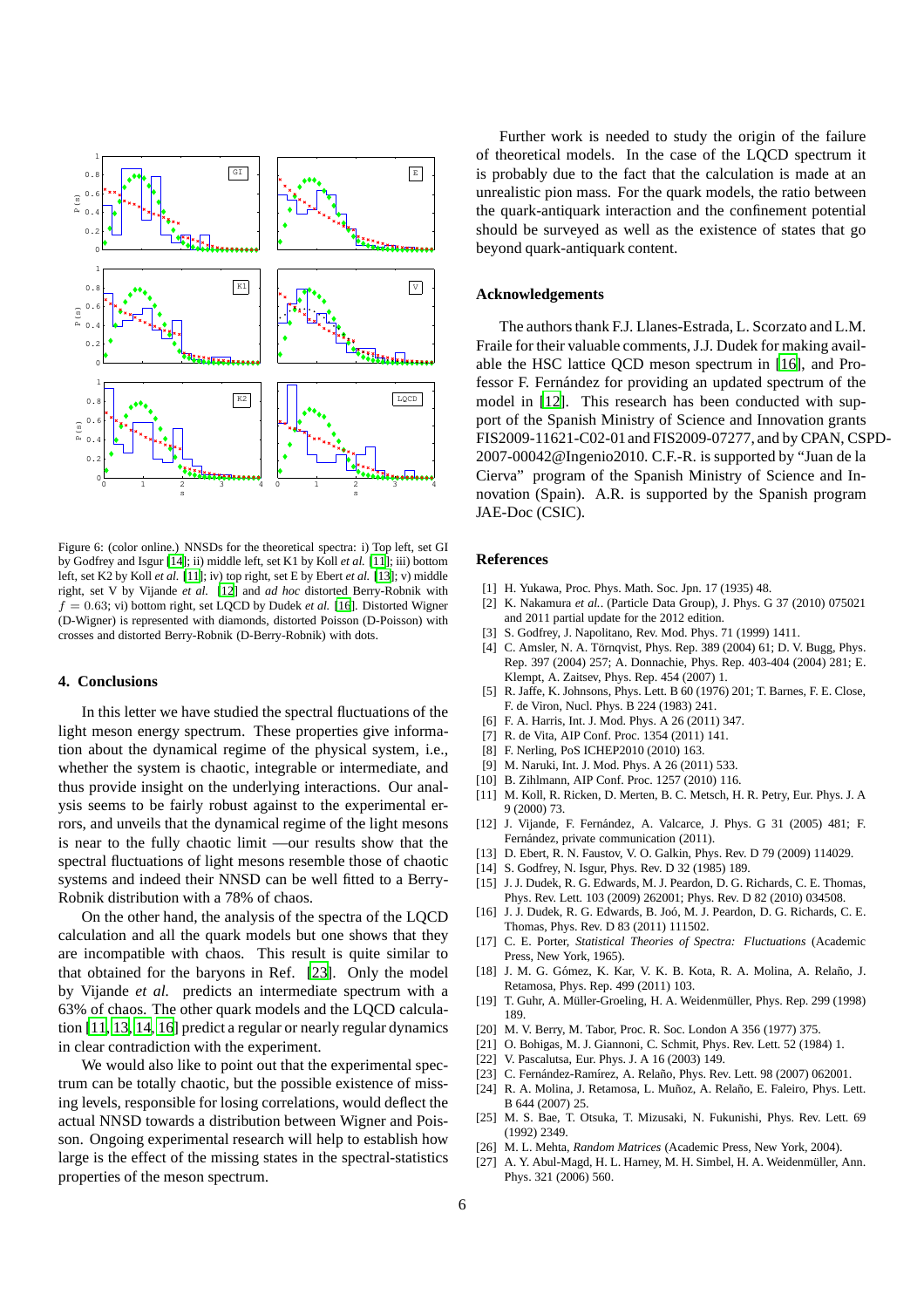Figure 6: (color online.) NNSDs for the theoretical spectra: i) Top left, set GI by Godfrey and Isgur [14]; ii) middle left, set K1 by Koll *et al.* [11]; iii) bottom left, set K2 by Koll *et al.* [11]; iv) top right, set E by Ebert *et al.* [13]; v) middle right, set V by Vijande *et al.* [12] and *ad hoc* distorted Berry-Robnik with $f = 0.63$; vi) bottom right, set LQCD by Dudek *et al.* [16]. Distorted Wigner (D-Wigner) is represented with diamonds, distorted Poisson (D-Poisson) with crosses and distorted Berry-Robnik (D-Berry-Robnik) with dots.

## 4. Conclusions

In this letter we have studied the spectral fluctuations of the light meson energy spectrum. These properties give information about the dynamical regime of the physical system, i.e., whether the system is chaotic, integrable or intermediate, and thus provide insight on the underlying interactions. Our analysis seems to be fairly robust against to the experimental errors, and unveils that the dynamical regime of the light mesons is near to the fully chaotic limit —our results show that the spectral fluctuations of light mesons resemble those of chaotic systems and indeed their NNSD can be well fitted to a Berry-Robnik distribution with a 78% of chaos.

On the other hand, the analysis of the spectra of the LQCD calculation and all the quark models but one shows that they are incompatible with chaos. This result is quite similar to that obtained for the baryons in Ref. [23]. Only the model by Vijande *et al.* predicts an intermediate spectrum with a 63% of chaos. The other quark models and the LQCD calculation [11, 13, 14, 16] predict a regular or nearly regular dynamics in clear contradiction with the experiment.

We would also like to point out that the experimental spectrum can be totally chaotic, but the possible existence of missing levels, responsible for losing correlations, would deflect the actual NNSD towards a distribution between Wigner and Poisson. Ongoing experimental research will help to establish how large is the effect of the missing states in the spectral-statistics properties of the meson spectrum.

Further work is needed to study the origin of the failure of theoretical models. In the case of the LQCD spectrum it is probably due to the fact that the calculation is made at an unrealistic pion mass. For the quark models, the ratio between the quark-antiquark interaction and the confinement potential should be surveyed as well as the existence of states that go beyond quark-antiquark content.

## Acknowledgements

The authors thank F.J. Llanes-Estrada, L. Scorzato and L.M. Fraile for their valuable comments, J.J. Dudek for making available the HSC lattice QCD meson spectrum in [16], and Professor F. Fernández for providing an updated spectrum of the model in [12]. This research has been conducted with support of the Spanish Ministry of Science and Innovation grants FIS2009-11621-C02-01 and FIS2009-07277, and by CPAN, CSPD-2007-00042@Ingenio2010. C.F.-R. is supported by "Juan de la Cierva" program of the Spanish Ministry of Science and Innovation (Spain). A.R. is supported by the Spanish program JAE-Doc (CSIC).

## References

[1] H. Yukawa, Proc. Phys. Math. Soc. Jpn. 17 (1935) 48.

[2] K. Nakamura *et al.*. (Particle Data Group), J. Phys. G 37 (2010) 075021 and 2011 partial update for the 2012 edition.

[3] S. Godfrey, J. Napolitano, Rev. Mod. Phys. 71 (1999) 1411.

[4] C. Amsler, N. A. Törnqvist, Phys. Rep. 389 (2004) 61; D. V. Bugg, Phys. Rep. 397 (2004) 257; A. Donnachie, Phys. Rep. 403-404 (2004) 281; E. Klempt, A. Zaitsev, Phys. Rep. 454 (2007) 1.

[5] R. Jaffe, K. Johnsons, Phys. Lett. B 60 (1976) 201; T. Barnes, F. E. Close, F. de Viron, Nucl. Phys. B 224 (1983) 241.

[6] F. A. Harris, Int. J. Mod. Phys. A 26 (2011) 347.

[7] R. de Vita, AIP Conf. Proc. 1354 (2011) 141.

[8] F. Nerling, PoS ICHEP2010 (2010) 163.

[9] M. Naruki, Int. J. Mod. Phys. A 26 (2011) 533.

[10] B. Zihlmann, AIP Conf. Proc. 1257 (2010) 116.

[11] M. Koll, R. Ricken, D. Merten, B. C. Metsch, H. R. Petry, Eur. Phys. J. A 9 (2000) 73.

[12] J. Vijande, F. Fernández, A. Valcarce, J. Phys. G 31 (2005) 481; F. Fernández, private communication (2011).

[13] D. Ebert, R. N. Faustov, V. O. Galkin, Phys. Rev. D 79 (2009) 114029.

[14] S. Godfrey, N. Isgur, Phys. Rev. D 32 (1985) 189.

[15] J. J. Dudek, R. G. Edwards, M. J. Peardon, D. G. Richards, C. E. Thomas, Phys. Rev. Lett. 103 (2009) 262001; Phys. Rev. D 82 (2010) 034508.

[16] J. J. Dudek, R. G. Edwards, B. Joó, M. J. Peardon, D. G. Richards, C. E. Thomas, Phys. Rev. D 83 (2011) 111502.

[17] C. E. Porter, *Statistical Theories of Spectra: Fluctuations* (Academic Press, New York, 1965).

[18] J. M. G. Gómez, K. Kar, V. K. B. Kota, R. A. Molina, A. Relaño, J. Retamosa, Phys. Rep. 499 (2011) 103.

[19] T. Guhr, A. Müller-Groeling, H. A. Weidenmüller, Phys. Rep. 299 (1998) 189.

[20] M. V. Berry, M. Tabor, Proc. R. Soc. London A 356 (1977) 375.

[21] O. Bohigas, M. J. Giannoni, C. Schmit, Phys. Rev. Lett. 52 (1984) 1.

[22] V. Pascalutsa, Eur. Phys. J. A 16 (2003) 149.

[23] C. Fernández-Ramírez, A. Relaño, Phys. Rev. Lett. 98 (2007) 062001.

[24] R. A. Molina, J. Retamosa, L. Muñoz, A. Relaño, E. Faleiro, Phys. Lett. B 644 (2007) 25.

[25] M. S. Bae, T. Otsuka, T. Mizusaki, N. Fukunishi, Phys. Rev. Lett. 69 (1992) 2349.

[26] M. L. Mehta, *Random Matrices* (Academic Press, New York, 2004).

[27] A. Y. Abul-Magd, H. L. Harney, M. H. Simbel, H. A. Weidenmüller, Ann. Phys. 321 (2006) 560.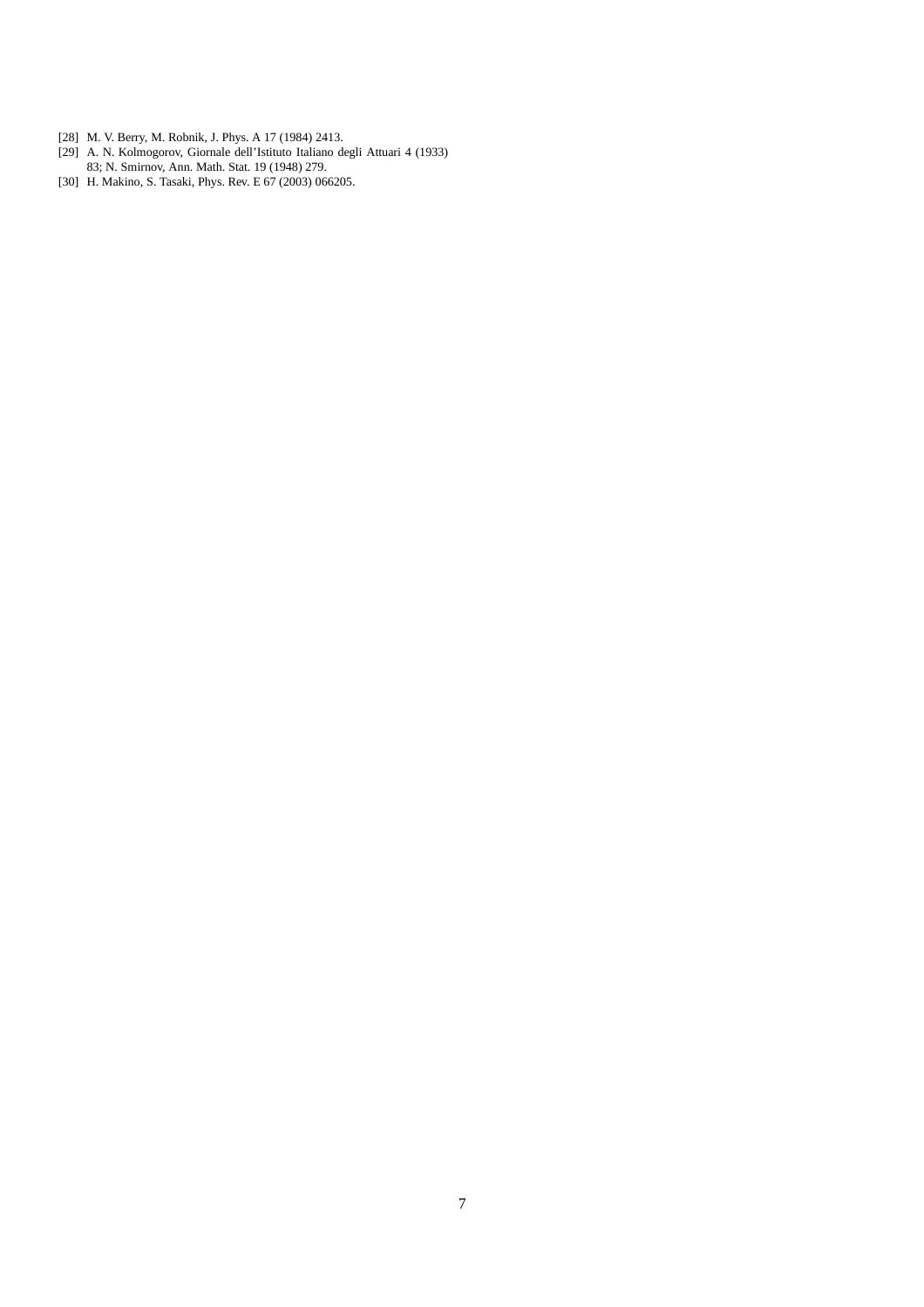[28] M. V. Berry, M. Robnik, J. Phys. A 17 (1984) 2413.

[29] A. N. Kolmogorov, Giornale dell'Istituto Italiano degli Attuari 4 (1933) 83; N. Smirnov, Ann. Math. Stat. 19 (1948) 279.

[30] H. Makino, S. Tasaki, Phys. Rev. E 67 (2003) 066205.